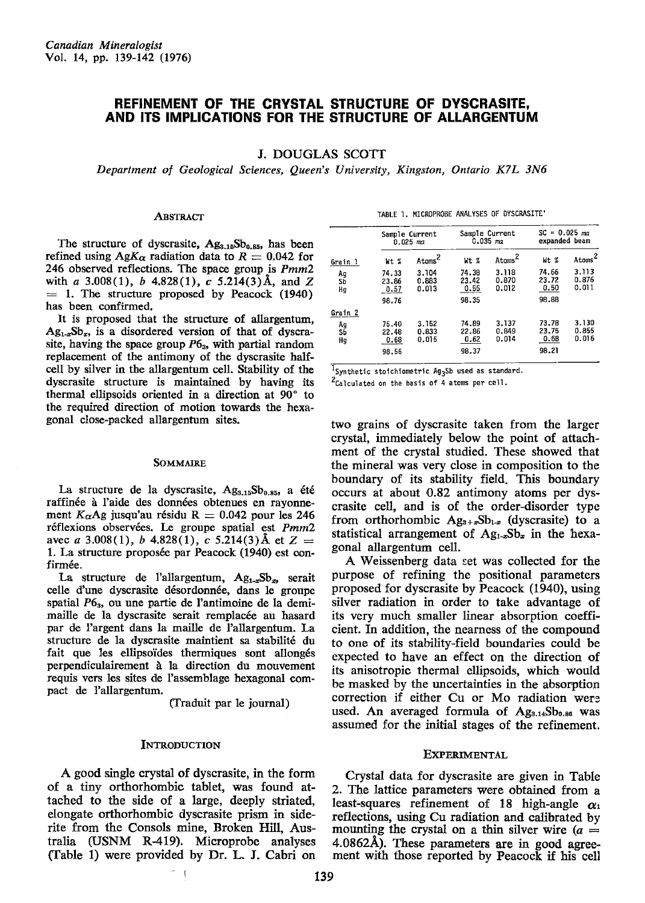# REFINEMENT OF THE CRYSTAL STRUCTURE OF DYSCRASITE, AND ITS IMPLICATIONS FOR THE STRUCTURE OF ALLARGENTUM

J. DOUGLAS SCOTT

*Department of Geological Sciences, Queen's University, Kingston, Ontario K7L 3N6*

## ABSTRACT

The structure of dyscrasite, $Ag_{3.15}Sb_{0.85}$, has been refined using Ag$K\alpha$ radiation data to $R = 0.042$ for 246 observed reflections. The space group is $Pmm2$ with $a$ 3.008(1), $b$ 4.828(1), $c$ 5.214(3)Å, and $Z = 1$. The structure proposed by Peacock (1940) has been confirmed.

It is proposed that the structure of allargentum, $Ag_{1-x}Sb_x$, is a disordered version of that of dyscrasite, having the space group $P6_3$, with partial random replacement of the antimony of the dyscrasite half-cell by silver in the allargentum cell. Stability of the dyscrasite structure is maintained by having its thermal ellipsoids oriented in a direction at 90° to the required direction of motion towards the hexagonal close-packed allargentum sites.

## SOMMAIRE

La structure de la dyscrasite, $Ag_{3.15}Sb_{0.85}$, a été raffinée à l'aide des données obtenues en rayonnement $K\alpha$Ag jusqu'au résidu $R = 0.042$ pour les 246 réflexions observées. Le groupe spatial est $Pmm2$ avec $a$ 3.008(1), $b$ 4.828(1), $c$ 5.214(3)Å et $Z = 1$. La structure proposée par Peacock (1940) est confirmée.

La structure de l'allargentum, $Ag_{1-x}Sb_x$, serait celle d'une dyscrasite désordonnée, dans le groupe spatial $P6_3$, où une partie de l'antimoine de la demi-maille de la dyscrasite serait remplacée au hasard par de l'argent dans la maille de l'allargentum. La structure de la dyscrasite maintient sa stabilité du fait que les ellipsoïdes thermiques sont allongés perpendiculairement à la direction du mouvement requis vers les sites de l'assemblage hexagonal compact de l'allargentum.

(Traduit par le journal)

## INTRODUCTION

A good single crystal of dyscrasite, in the form of a tiny orthorhombic tablet, was found attached to the side of a large, deeply striated, elongate orthorhombic dyscrasite prism in siderite from the Consols mine, Broken Hill, Australia (USNM R-419). Microprobe analyses (Table 1) were provided by Dr. L. J. Cabri on two grains of dyscrasite taken from the larger crystal, immediately below the point of attachment of the crystal studied. These showed that the mineral was very close in composition to the boundary of its stability field. This boundary occurs at about 0.82 antimony atoms per dyscrasite cell, and is of the order-disorder type from orthorhombic $Ag_{3+x}Sb_{1-x}$ (dyscrasite) to a statistical arrangement of $Ag_{1-x}Sb_x$ in the hexagonal allargentum cell.

TABLE 1. MICROPROBE ANALYSES OF DYSCRASITE[1]

| | Sample Current 0.025 *ma* | | Sample Current 0.035 *ma* | | SC = 0.025 *ma* expanded beam | |
|---|---|---|---|---|---|---|
| **Grain 1** | Wt % | Atoms[2] | Wt % | Atoms[2] | Wt % | Atoms[2] |
| Ag | 74.33 | 3.104 | 74.38 | 3.118 | 74.66 | 3.113 |
| Sb | 23.86 | 0.883 | 23.42 | 0.870 | 23.72 | 0.876 |
| Hg | 0.57 | 0.013 | 0.55 | 0.012 | 0.50 | 0.011 |
| | 98.76 | | 98.35 | | 98.88 | |
| **Grain 2** | | | | | | |
| Ag | 75.40 | 3.152 | 74.89 | 3.137 | 73.78 | 3.130 |
| Sb | 22.48 | 0.833 | 22.86 | 0.849 | 23.75 | 0.855 |
| Hg | 0.68 | 0.015 | 0.62 | 0.014 | 0.68 | 0.016 |
| | 98.56 | | 98.37 | | 98.21 | |

[1]Synthetic stoichiometric $Ag_3Sb$ used as standard.
[2]Calculated on the basis of 4 atoms per cell.

A Weissenberg data set was collected for the purpose of refining the positional parameters proposed for dyscrasite by Peacock (1940), using silver radiation in order to take advantage of its very much smaller linear absorption coefficient. In addition, the nearness of the compound to one of its stability-field boundaries could be expected to have an effect on the direction of its anisotropic thermal ellipsoids, which would be masked by the uncertainties in the absorption correction if either Cu or Mo radiation were used. An averaged formula of $Ag_{3.14}Sb_{0.86}$ was assumed for the initial stages of the refinement.

## EXPERIMENTAL

Crystal data for dyscrasite are given in Table 2. The lattice parameters were obtained from a least-squares refinement of 18 high-angle $\alpha_1$ reflections, using Cu radiation and calibrated by mounting the crystal on a thin silver wire ($a = 4.0862$Å). These parameters are in good agreement with those reported by Peacock if his cell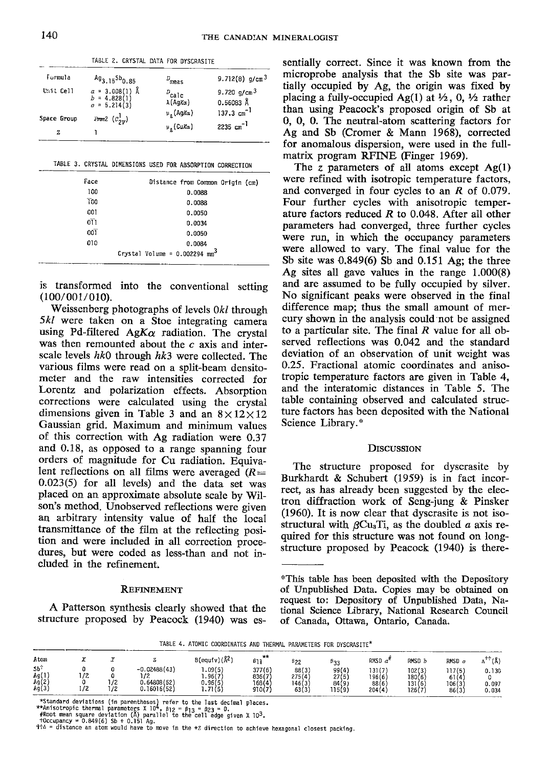TABLE 2. CRYSTAL DATA FOR DYSCRASITE

| | | | |
|---|---|---|---|
| Formula | $Ag_{3.15}Sb_{0.85}$ | $D_{meas}$ | 9.712(8) g/cm$^3$ |
| Unit Cell | $a$ = 3.008(1) Å | $D_{calc}$ | 9.720 g/cm$^3$ |
| | $b$ = 4.828(1) | λ(AgKα) | 0.56083 Å |
| | $c$ = 5.214(3) | $\mu_l$(AgKα) | 137.3 cm$^{-1}$ |
| Space Group | $Pmm2$ ($C^1_{2v}$) | $\mu_l$(CuKα) | 2235 cm$^{-1}$ |
| Z | 1 | | |

TABLE 3. CRYSTAL DIMENSIONS USED FOR ABSORPTION CORRECTION

| Face | Distance from Common Origin (cm) |
|---|---|
| 100 | 0.0088 |
| $\bar{1}$00 | 0.0088 |
| 001 | 0.0050 |
| 0$\bar{1}$1 | 0.0034 |
| 00$\bar{1}$ | 0.0050 |
| 010 | 0.0084 |
| | Crystal Volume = 0.002294 mm$^3$ |

is transformed into the conventional setting (100/001/010).

Weissenberg photographs of levels $0kl$ through $5kl$ were taken on a Stoe integrating camera using Pd-filtered AgKα radiation. The crystal was then remounted about the $c$ axis and interscale levels $hk0$ through $hk3$ were collected. The various films were read on a split-beam densitometer and the raw intensities corrected for Lorentz and polarization effects. Absorption corrections were calculated using the crystal dimensions given in Table 3 and an 8×12×12 Gaussian grid. Maximum and minimum values of this correction with Ag radiation were 0.37 and 0.18, as opposed to a range spanning four orders of magnitude for Cu radiation. Equivalent reflections on all films were averaged ($R$= 0.023(5) for all levels) and the data set was placed on an approximate absolute scale by Wilson's method. Unobserved reflections were given an arbitrary intensity value of half the local transmittance of the film at the reflecting position and were included in all correction procedures, but were coded as less-than and not included in the refinement.

## Refinement

A Patterson synthesis clearly showed that the structure proposed by Peacock (1940) was essentially correct. Since it was known from the microprobe analysis that the Sb site was partially occupied by Ag, the origin was fixed by placing a fully-occupied Ag(1) at ½, 0, ½ rather than using Peacock's proposed origin of Sb at 0, 0, 0. The neutral-atom scattering factors for Ag and Sb (Cromer & Mann 1968), corrected for anomalous dispersion, were used in the full-matrix program RFINE (Finger 1969).

The $z$ parameters of all atoms except Ag(1) were refined with isotropic temperature factors, and converged in four cycles to an $R$ of 0.079. Four further cycles with anisotropic temperature factors reduced $R$ to 0.048. After all other parameters had converged, three further cycles were run, in which the occupancy parameters were allowed to vary. The final value for the Sb site was 0.849(6) Sb and 0.151 Ag; the three Ag sites all gave values in the range 1.000(8) and are assumed to be fully occupied by silver. No significant peaks were observed in the final difference map; thus the small amount of mercury shown in the analysis could not be assigned to a particular site. The final $R$ value for all observed reflections was 0.042 and the standard deviation of an observation of unit weight was 0.25. Fractional atomic coordinates and anisotropic temperature factors are given in Table 4, and the interatomic distances in Table 5. The table containing observed and calculated structure factors has been deposited with the National Science Library.*

## Discussion

The structure proposed for dyscrasite by Burkhardt & Schubert (1959) is in fact incorrect, as has already been suggested by the electron diffraction work of Seng-jung & Pinsker (1960). It is now clear that dyscrasite is not isostructural with $\beta Cu_3Ti$, as the doubled $a$ axis required for this structure was not found on long-structure proposed by Peacock (1940) is there-

*This table has been deposited with the Depository of Unpublished Data. Copies may be obtained on request to: Depository of Unpublished Data, National Science Library, National Research Council of Canada, Ottawa, Ontario, Canada.

TABLE 4. ATOMIC COORDINATES AND THERMAL PARAMETERS FOR DYSCRASITE*

| Atom | $x$ | $y$ | $z$ | B(equiv)(Å$^2$) | $\beta_{11}$** | $\beta_{22}$ | $\beta_{33}$ | RMSD $a$# | RMSD $b$ | RMSD $c$ | Δ††(Å) |
|---|---|---|---|---|---|---|---|---|---|---|---|
| Sb† | 0 | 0 | -0.02488(43) | 1.09(5) | 377(6) | 88(3) | 99(4) | 131(7) | 102(3) | 117(5) | 0.130 |
| Ag(1) | 1/2 | 0 | 1/2 | 1.96(7) | 836(7) | 275(4) | 27(5) | 196(6) | 180(6) | 61(4) | 0 |
| Ag(2) | 0 | 1/2 | 0.64808(52) | 0.96(5) | 168(4) | 146(3) | 84(9) | 88(6) | 131(6) | 106(3) | 0.097 |
| Ag(3) | 1/2 | 1/2 | 0.16016(52) | 1.71(5) | 910(7) | 63(3) | 115(9) | 204(4) | 126(7) | 86(3) | 0.034 |

*Standard deviations (in parentheses) refer to the last decimal places.
**Anisotropic thermal parameters X 10$^4$, $\beta_{12}$ = $\beta_{13}$ = $\beta_{23}$ = 0.
#Root mean square deviation (Å) parallel to the cell edge given X 10$^3$.
†Occupancy = 0.849(6) Sb + 0.151 Ag.
††Δ = distance an atom would have to move in the +z direction to achieve hexagonal closest packing.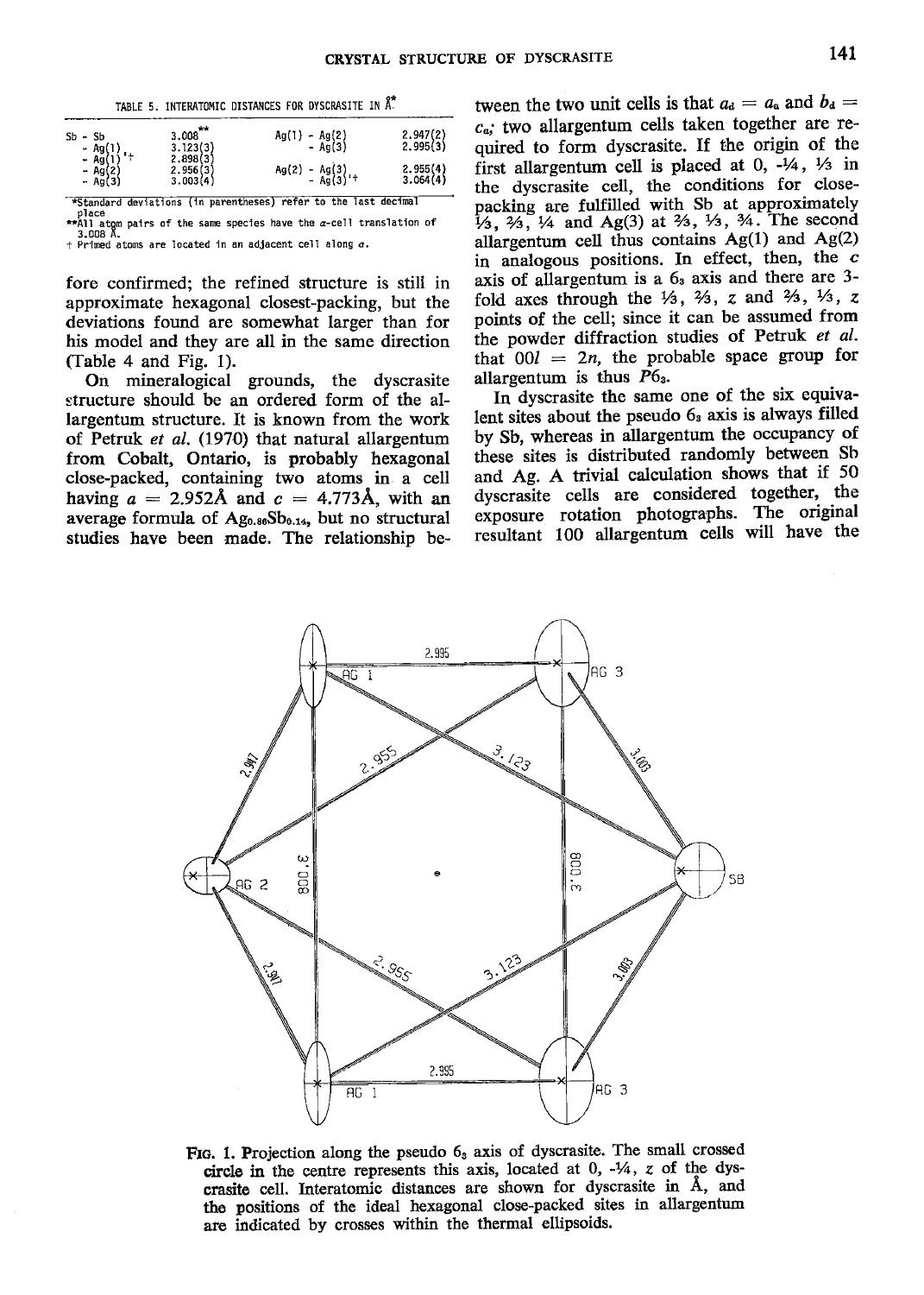TABLE 5. INTERATOMIC DISTANCES FOR DYSCRASITE IN Å*

| | | | |
|---|---|---|---|
| Sb - Sb | 3.008** | Ag(1) - Ag(2) | 2.947(2) |
| - Ag(1) | 3.123(3) | - Ag(3) | 2.995(3) |
| - Ag(1)'† | 2.898(3) | | |
| - Ag(2) | 2.956(3) | Ag(2) - Ag(3) | 2.955(4) |
| - Ag(3) | 3.003(4) | - Ag(3)'† | 3.064(4) |

*Standard deviations (in parentheses) refer to the last decimal place

**All atom pairs of the same species have the *a*-cell translation of 3.008 Å.

† Primed atoms are located in an adjacent cell along *a*.

fore confirmed; the refined structure is still in approximate hexagonal closest-packing, but the deviations found are somewhat larger than for his model and they are all in the same direction (Table 4 and Fig. 1).

On mineralogical grounds, the dyscrasite structure should be an ordered form of the allargentum structure. It is known from the work of Petruk *et al.* (1970) that natural allargentum from Cobalt, Ontario, is probably hexagonal close-packed, containing two atoms in a cell having $a$ = 2.952Å and $c$ = 4.773Å, with an average formula of $Ag_{0.86}Sb_{0.14}$, but no structural studies have been made. The relationship between the two unit cells is that $a_d = a_a$ and $b_d = c_a$; two allargentum cells taken together are required to form dyscrasite. If the origin of the first allargentum cell is placed at 0, -¼, ⅓ in the dyscrasite cell, the conditions for close-packing are fulfilled with Sb at approximately ⅓, ⅔, ¼ and Ag(3) at ⅔, ⅓, ¾. The second allargentum cell thus contains Ag(1) and Ag(2) in analogous positions. In effect, then, the $c$ axis of allargentum is a $6_3$ axis and there are 3-fold axes through the ⅓, ⅔, $z$ and ⅔, ⅓, $z$ points of the cell; since it can be assumed from the powder diffraction studies of Petruk *et al.* that $00l = 2n$, the probable space group for allargentum is thus $P6_3$.

In dyscrasite the same one of the six equivalent sites about the pseudo $6_3$ axis is always filled by Sb, whereas in allargentum the occupancy of these sites is distributed randomly between Sb and Ag. A trivial calculation shows that if 50 dyscrasite cells are considered together, the exposure rotation photographs. The original resultant 100 allargentum cells will have the

FIG. 1. Projection along the pseudo $6_3$ axis of dyscrasite. The small crossed circle in the centre represents this axis, located at 0, -¼, $z$ of the dyscrasite cell. Interatomic distances are shown for dyscrasite in Å, and the positions of the ideal hexagonal close-packed sites in allargentum are indicated by crosses within the thermal ellipsoids.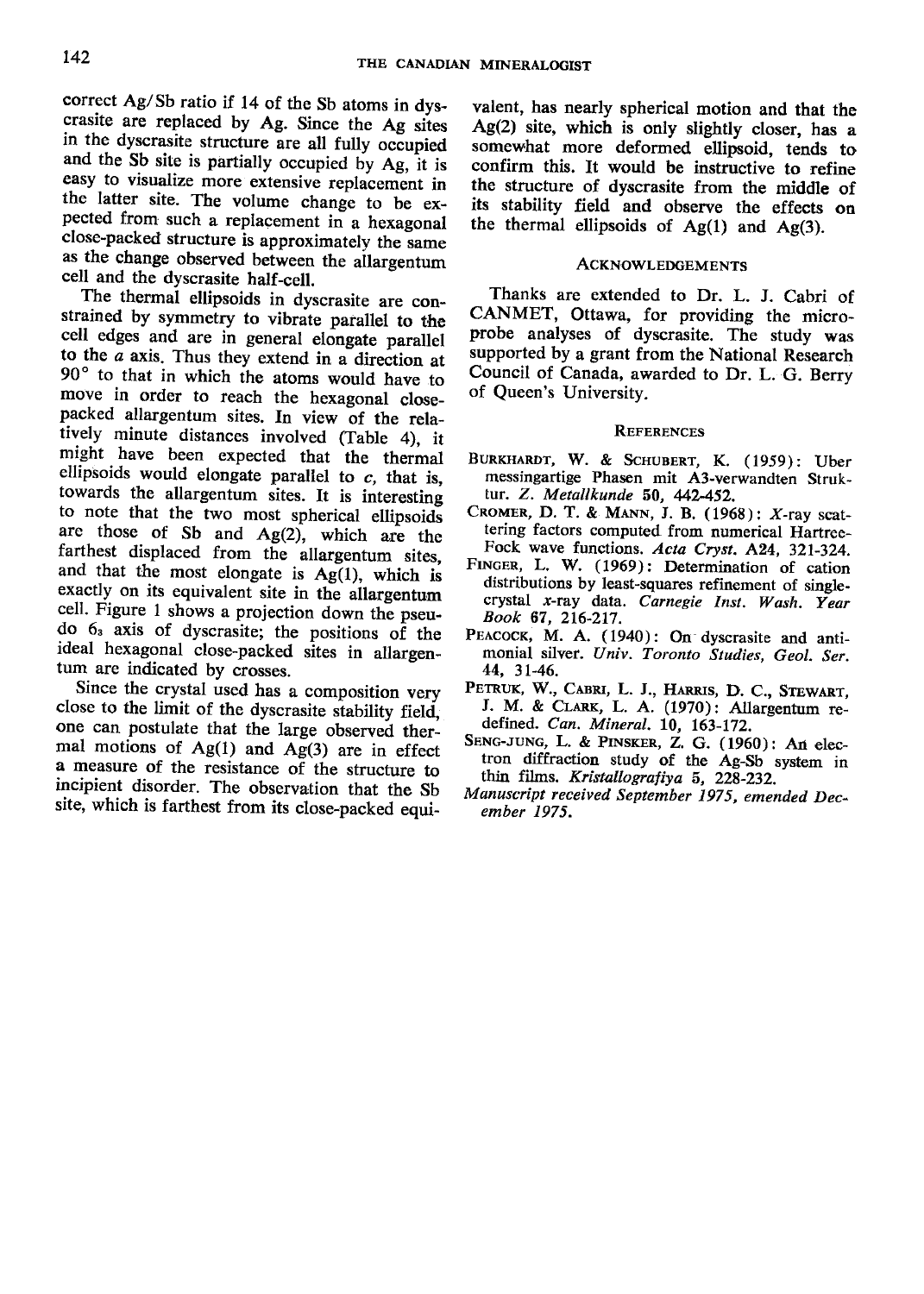correct Ag/Sb ratio if 14 of the Sb atoms in dyscrasite are replaced by Ag. Since the Ag sites in the dyscrasite structure are all fully occupied and the Sb site is partially occupied by Ag, it is easy to visualize more extensive replacement in the latter site. The volume change to be expected from such a replacement in a hexagonal close-packed structure is approximately the same as the change observed between the allargentum cell and the dyscrasite half-cell.

The thermal ellipsoids in dyscrasite are constrained by symmetry to vibrate parallel to the cell edges and are in general elongate parallel to the *a* axis. Thus they extend in a direction at 90° to that in which the atoms would have to move in order to reach the hexagonal close-packed allargentum sites. In view of the relatively minute distances involved (Table 4), it might have been expected that the thermal ellipsoids would elongate parallel to *c*, that is, towards the allargentum sites. It is interesting to note that the two most spherical ellipsoids are those of Sb and Ag(2), which are the farthest displaced from the allargentum sites, and that the most elongate is Ag(1), which is exactly on its equivalent site in the allargentum cell. Figure 1 shows a projection down the pseudo $6_3$ axis of dyscrasite; the positions of the ideal hexagonal close-packed sites in allargentum are indicated by crosses.

Since the crystal used has a composition very close to the limit of the dyscrasite stability field, one can postulate that the large observed thermal motions of Ag(1) and Ag(3) are in effect a measure of the resistance of the structure to incipient disorder. The observation that the Sb site, which is farthest from its close-packed equivalent, has nearly spherical motion and that the Ag(2) site, which is only slightly closer, has a somewhat more deformed ellipsoid, tends to confirm this. It would be instructive to refine the structure of dyscrasite from the middle of its stability field and observe the effects on the thermal ellipsoids of Ag(1) and Ag(3).

## Acknowledgements

Thanks are extended to Dr. L. J. Cabri of CANMET, Ottawa, for providing the microprobe analyses of dyscrasite. The study was supported by a grant from the National Research Council of Canada, awarded to Dr. L. G. Berry of Queen's University.

## References

Burkhardt, W. & Schubert, K. (1959): Uber messingartige Phasen mit A3-verwandten Struktur. *Z. Metallkunde* **50**, 442-452.

Cromer, D. T. & Mann, J. B. (1968): *X*-ray scattering factors computed from numerical Hartree-Fock wave functions. *Acta Cryst.* **A24**, 321-324.

Finger, L. W. (1969): Determination of cation distributions by least-squares refinement of single-crystal *x*-ray data. *Carnegie Inst. Wash. Year Book* **67**, 216-217.

Peacock, M. A. (1940): On dyscrasite and antimonial silver. *Univ. Toronto Studies, Geol. Ser.* **44**, 31-46.

Petruk, W., Cabri, L. J., Harris, D. C., Stewart, J. M. & Clark, L. A. (1970): Allargentum redefined. *Can. Mineral.* **10**, 163-172.

Seng-Jung, L. & Pinsker, Z. G. (1960): An electron diffraction study of the Ag-Sb system in thin films. *Kristallografiya* **5**, 228-232.

*Manuscript received September 1975, emended December 1975.*